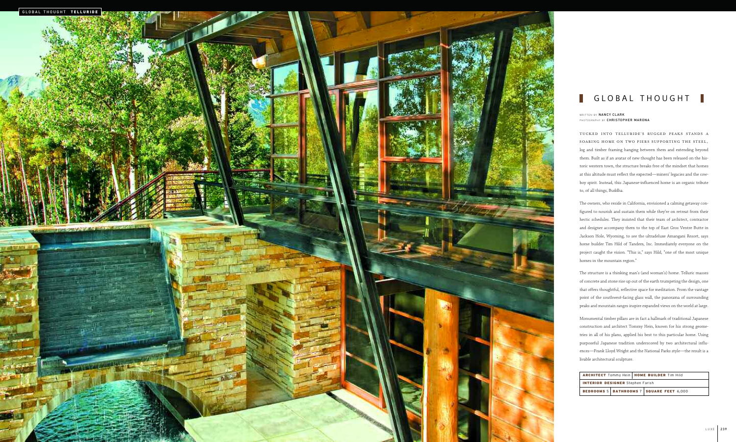# GLOBAL THOUGHT

WRITTEN BY **NANCY CLARK**
PHOTOGRAPHY BY **CHRISTOPHER MARONA**

TUCKED INTO TELLURIDE'S RUGGED PEAKS STANDS A SOARING HOME ON TWO PIERS SUPPORTING THE STEEL, log and timber framing hanging between them and extending beyond them. Built as if an avatar of new thought has been released on the historic western town, the structure breaks free of the mindset that homes at this altitude must reflect the expected—miners' legacies and the cowboy spirit. Instead, this Japanese-influenced home is an organic tribute to, of all things, Buddha.

The owners, who reside in California, envisioned a calming getaway configured to nourish and sustain them while they're on retreat from their hectic schedules. They insisted that their team of architect, contractor and designer accompany them to the top of East Gros Ventre Butte in Jackson Hole, Wyoming, to see the ultradeluxe Amangani Resort, says home builder Tim Hild of Tandem, Inc. Immediately everyone on the project caught the vision. "This is," says Hild, "one of the most unique homes in the mountain region."

The structure is a thinking man's (and woman's) home. Telluric masses of concrete and stone rise up out of the earth trumpeting the design, one that offers thoughtful, reflective space for meditation. From the vantage point of the southwest-facing glass wall, the panorama of surrounding peaks and mountain ranges inspire expanded views on the world at large.

Monumental timber pillars are in fact a hallmark of traditional Japanese construction and architect Tommy Hein, known for his strong geometries in all of his plans, applied his best to this particular home. Using purposeful Japanese tradition underscored by two architectural influences—Frank Lloyd Wright and the National Parks style—the result is a livable architectural sculpture.

| **ARCHITECT** Tommy Hein | **HOME BUILDER** Tim Hild | |
|---|---|---|
| **INTERIOR DESIGNER** Stephen Farish | | |
| **BEDROOMS** 5 | **BATHROOMS** 7 | **SQUARE FEET** 6,000 |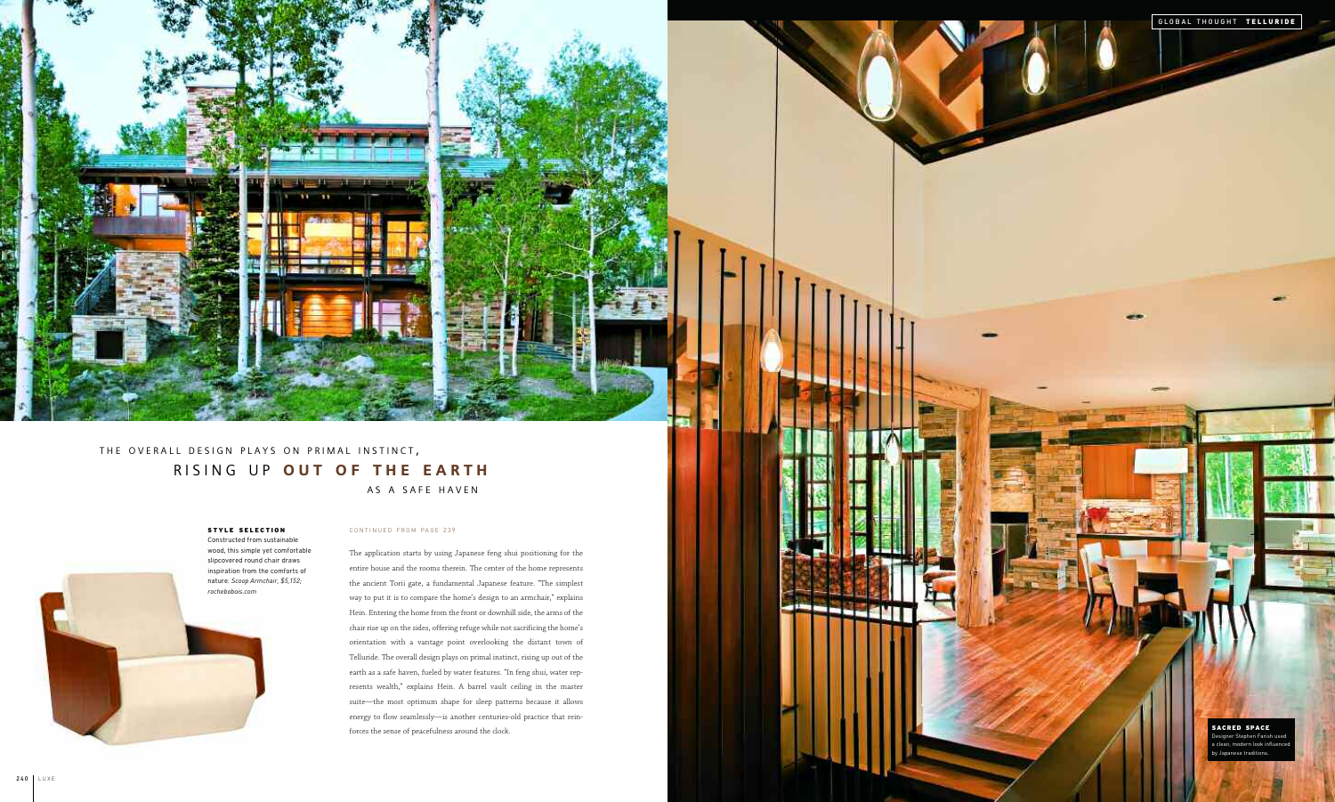## THE OVERALL DESIGN PLAYS ON PRIMAL INSTINCT, RISING UP **OUT OF THE EARTH** AS A SAFE HAVEN

**STYLE SELECTION**
Constructed from sustainable wood, this simple yet comfortable slipcovered round chair draws inspiration from the comforts of nature. *Scoop Armchair, $5,152; rochebobois.com*

CONTINUED FROM PAGE 239

The application starts by using Japanese feng shui positioning for the entire house and the rooms therein. The center of the home represents the ancient Torii gate, a fundamental Japanese feature. "The simplest way to put it is to compare the home's design to an armchair," explains Hein. Entering the home from the front or downhill side, the arms of the chair rise up on the sides, offering refuge while not sacrificing the home's orientation with a vantage point overlooking the distant town of Telluride. The overall design plays on primal instinct, rising up out of the earth as a safe haven, fueled by water features. "In feng shui, water represents wealth," explains Hein. A barrel vault ceiling in the master suite—the most optimum shape for sleep patterns because it allows energy to flow seamlessly—is another centuries-old practice that reinforces the sense of peacefulness around the clock.

**SACRED SPACE**
Designer Stephen Farish used a clean, modern look influenced by Japanese traditions.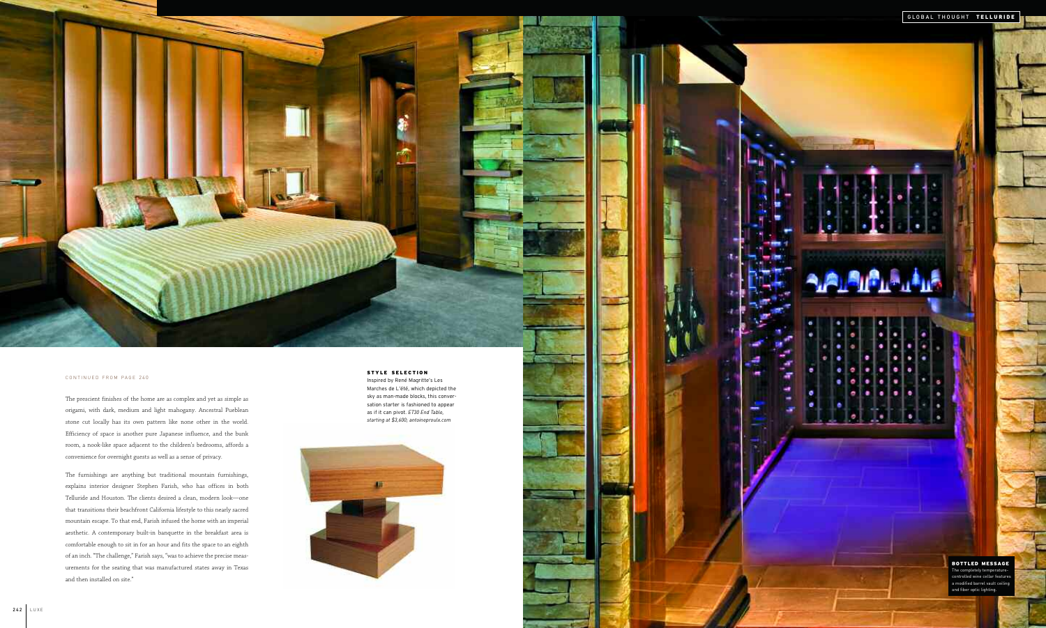CONTINUED FROM PAGE 240

The prescient finishes of the home are as complex and yet as simple as origami, with dark, medium and light mahogany. Ancestral Pueblean stone cut locally has its own pattern like none other in the world. Efficiency of space is another pure Japanese influence, and the bunk room, a nook-like space adjacent to the children's bedrooms, affords a convenience for overnight guests as well as a sense of privacy.

The furnishings are anything but traditional mountain furnishings, explains interior designer Stephen Farish, who has offices in both Telluride and Houston. The clients desired a clean, modern look—one that transitions their beachfront California lifestyle to this nearly sacred mountain escape. To that end, Farish infused the home with an imperial aesthetic. A contemporary built-in banquette in the breakfast area is comfortable enough to sit in for an hour and fits the space to an eighth of an inch. "The challenge," Farish says, "was to achieve the precise measurements for the seating that was manufactured states away in Texas and then installed on site."

**STYLE SELECTION**
Inspired by René Magritte's Les Marches de L'été, which depicted the sky as man-made blocks, this conversation starter is fashioned to appear as if it can pivot. *ET30 End Table, starting at $3,600; antoineproulx.com*

**BOTTLED MESSAGE**
The completely temperature-controlled wine cellar features a modified barrel vault ceiling and fiber optic lighting.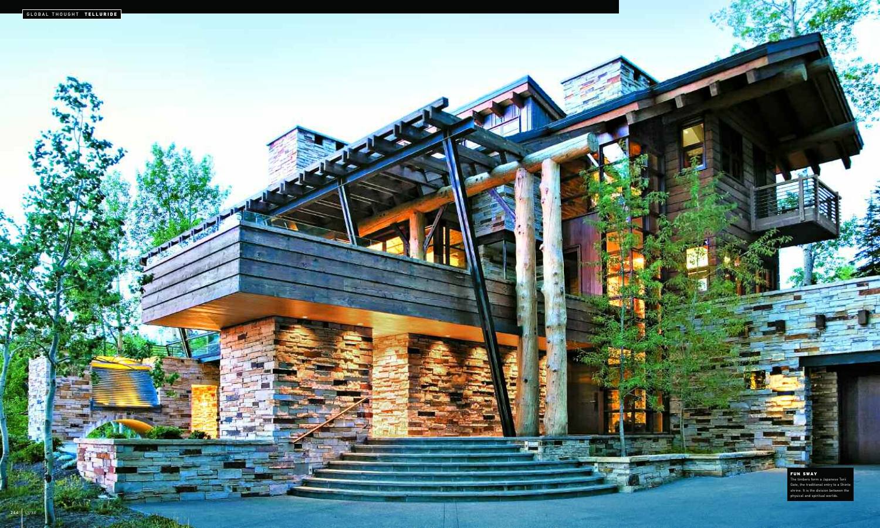**FUN SWAY**

The timbers form a Japanese Torii Gate, the traditional entry to a Shinto shrine. It is the division between the physical and spiritual worlds.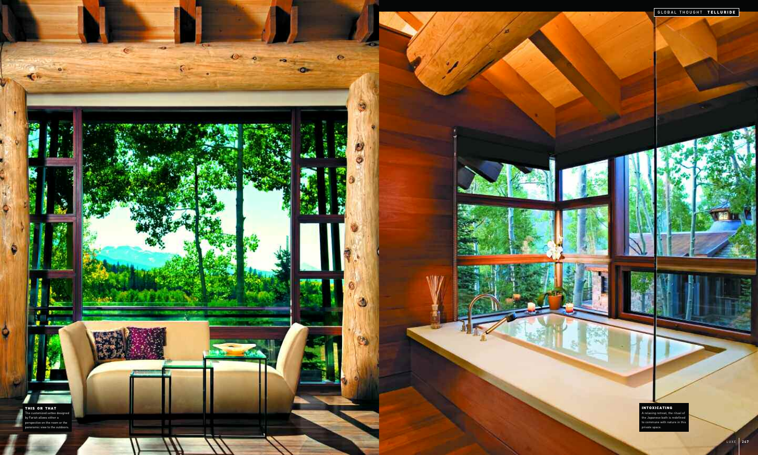**THIS OR THAT**
The customized settee designed by Farish allows either a perspective on the room or the panoramic view to the outdoors.

**INTOXICATING**
A relaxing retreat, the ritual of the Japanese bath is redefined to commune with nature in this private space.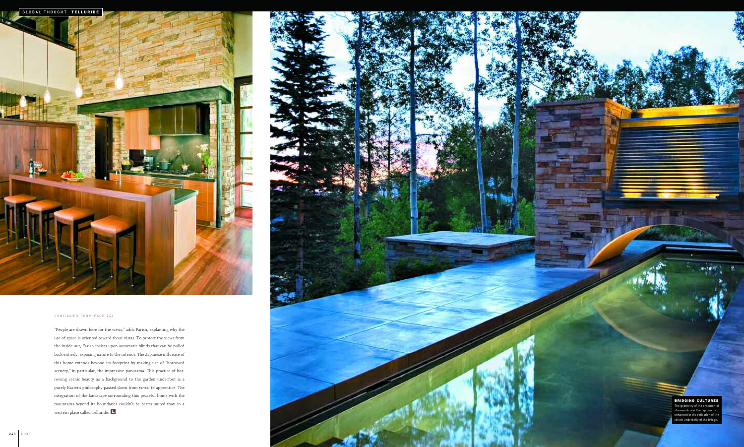CONTINUED FROM PAGE 242

"People are drawn here for the views," adds Farish, explaining why the use of space is oriented toward those vistas. To protect the views from the inside-out, Farish insists upon automatic blinds that can be pulled back entirely, exposing nature to the interior. The Japanese influence of this home extends beyond its footprint by making use of "borrowed scenery," in particular, the impressive panorama. This practice of borrowing scenic beauty as a background to the garden underfoot is a purely Eastern philosophy passed down from *sensei* to apprentice. The integration of the landscape surrounding this peaceful home with the mountains beyond its boundaries couldn't be better suited than in a western place called Telluride.

**BRIDGING CULTURES**
The geometry of the ornamental stonework over the lap pool is enhanced in the reflection of the yellow underbelly of the bridge.